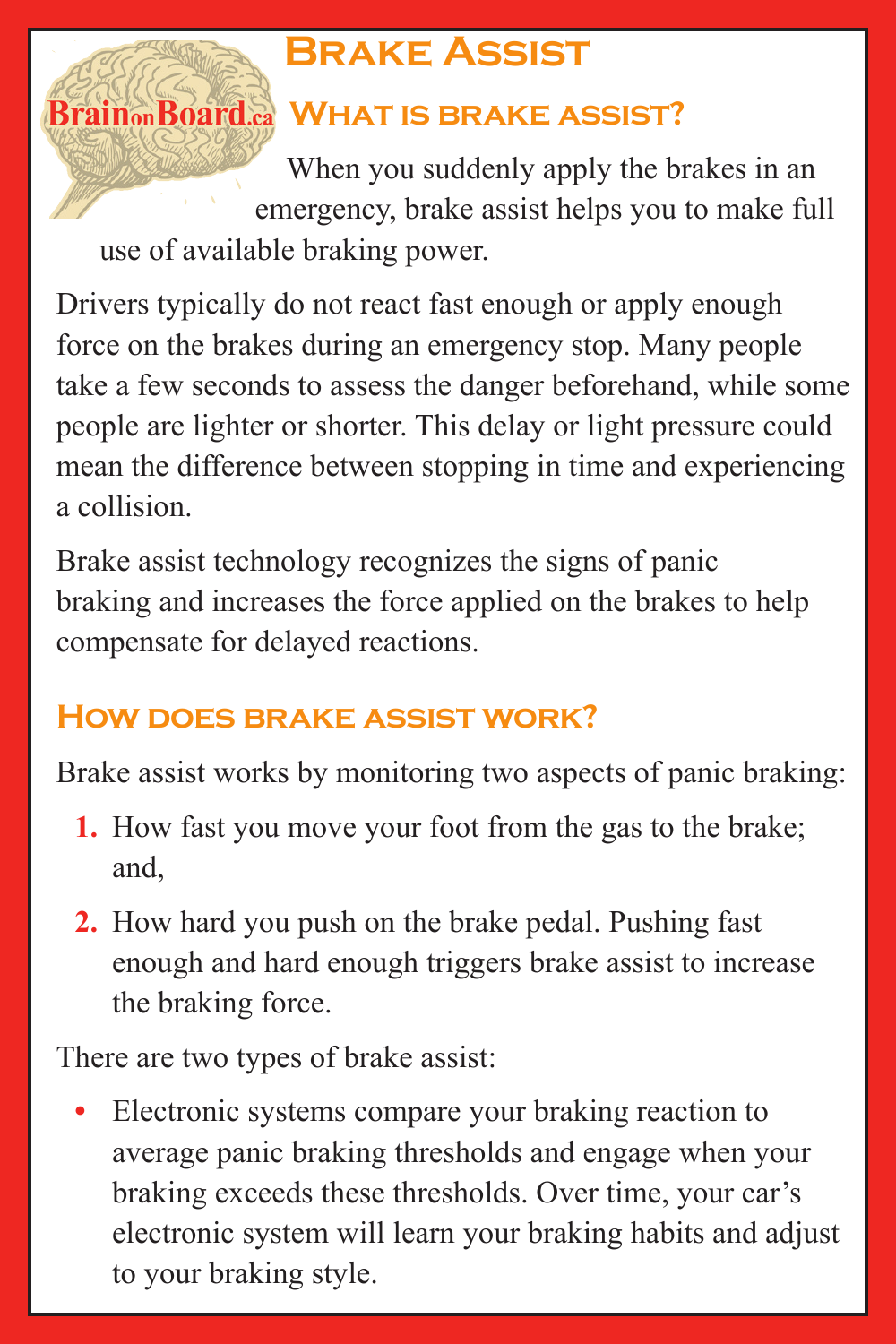BrainonBoard.ca

# Brake Assist

## What is brake assist?

When you suddenly apply the brakes in an emergency, brake assist helps you to make full use of available braking power.

Drivers typically do not react fast enough or apply enough force on the brakes during an emergency stop. Many people take a few seconds to assess the danger beforehand, while some people are lighter or shorter. This delay or light pressure could mean the difference between stopping in time and experiencing a collision.

Brake assist technology recognizes the signs of panic braking and increases the force applied on the brakes to help compensate for delayed reactions.

## How does brake assist work?

Brake assist works by monitoring two aspects of panic braking:

1. How fast you move your foot from the gas to the brake; and,
2. How hard you push on the brake pedal. Pushing fast enough and hard enough triggers brake assist to increase the braking force.

There are two types of brake assist:

- Electronic systems compare your braking reaction to average panic braking thresholds and engage when your braking exceeds these thresholds. Over time, your car's electronic system will learn your braking habits and adjust to your braking style.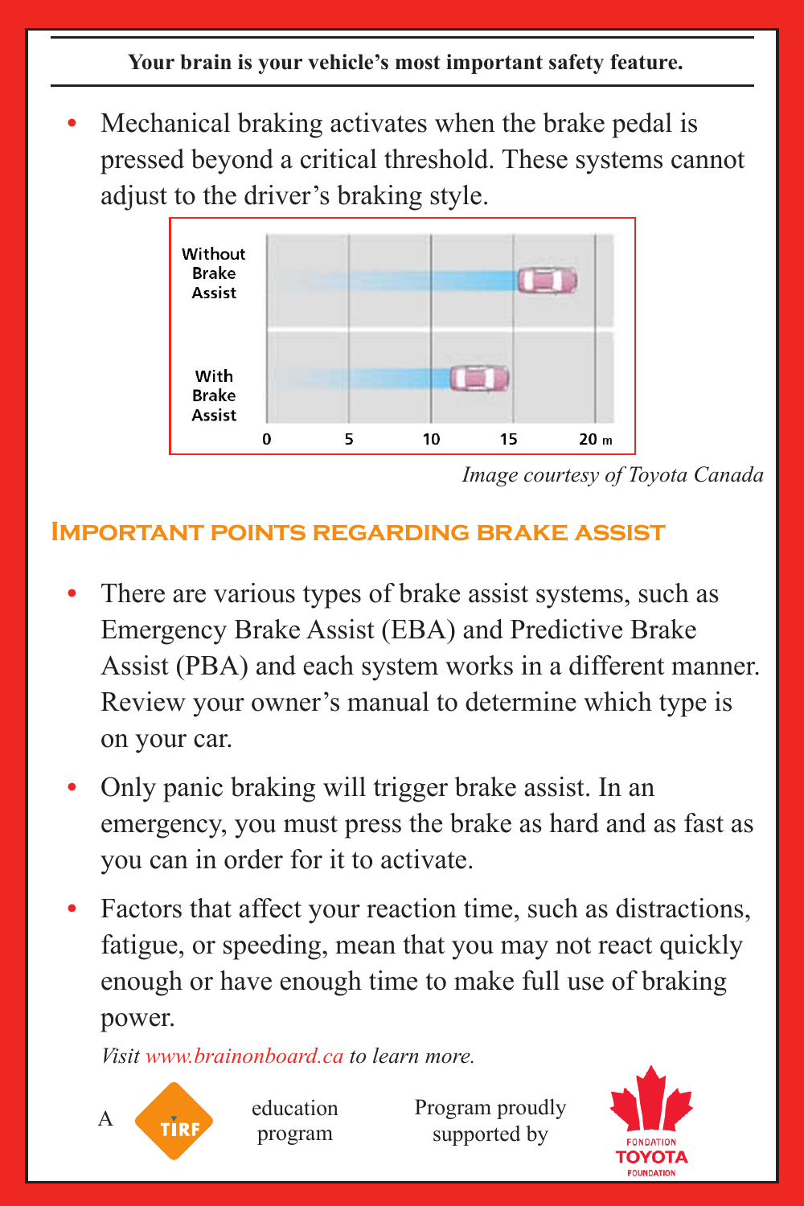**Your brain is your vehicle's most important safety feature.**

- Mechanical braking activates when the brake pedal is pressed beyond a critical threshold. These systems cannot adjust to the driver's braking style.

Without Brake Assist

With Brake Assist

0 5 10 15 20 m

*Image courtesy of Toyota Canada*

## Important points regarding brake assist

- There are various types of brake assist systems, such as Emergency Brake Assist (EBA) and Predictive Brake Assist (PBA) and each system works in a different manner. Review your owner's manual to determine which type is on your car.
- Only panic braking will trigger brake assist. In an emergency, you must press the brake as hard and as fast as you can in order for it to activate.
- Factors that affect your reaction time, such as distractions, fatigue, or speeding, mean that you may not react quickly enough or have enough time to make full use of braking power.

*Visit www.brainonboard.ca to learn more.*

A TIRF education program

Program proudly supported by

FONDATION TOYOTA FOUNDATION